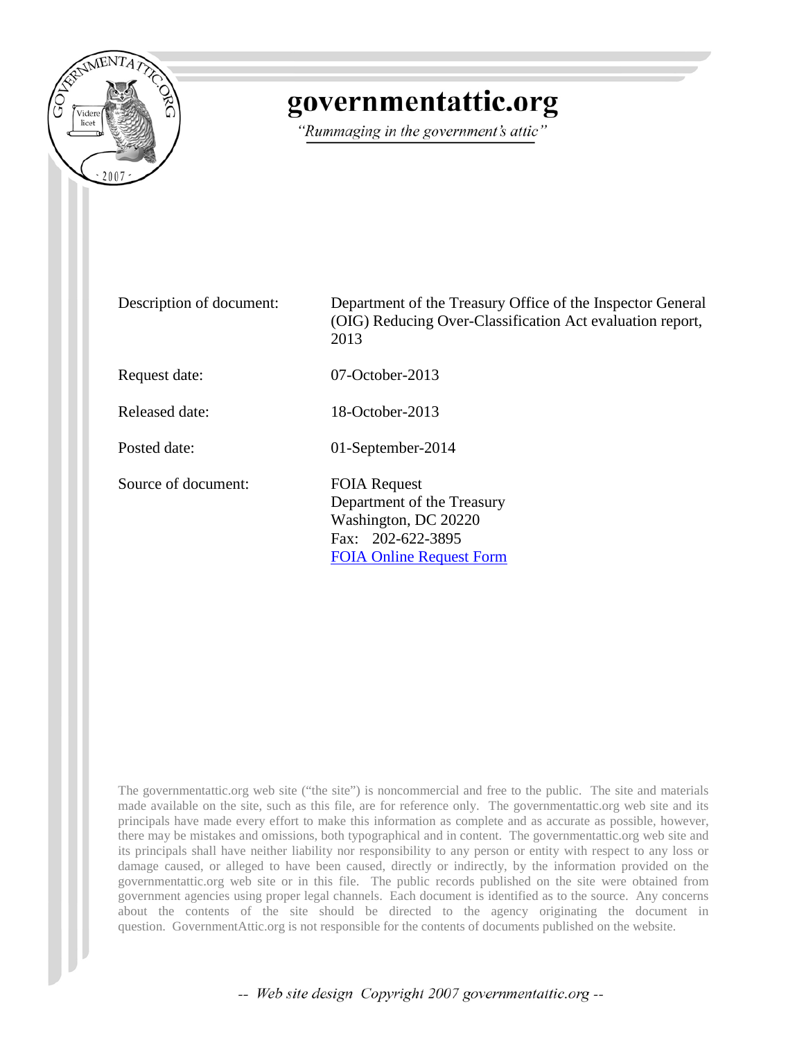# governmentattic.org

*"Rummaging in the government's attic"*

| | |
|---|---|
| Description of document: | Department of the Treasury Office of the Inspector General (OIG) Reducing Over-Classification Act evaluation report, 2013 |
| Request date: | 07-October-2013 |
| Released date: | 18-October-2013 |
| Posted date: | 01-September-2014 |
| Source of document: | FOIA Request<br>Department of the Treasury<br>Washington, DC 20220<br>Fax: 202-622-3895<br>FOIA Online Request Form |

The governmentattic.org web site ("the site") is noncommercial and free to the public. The site and materials made available on the site, such as this file, are for reference only. The governmentattic.org web site and its principals have made every effort to make this information as complete and as accurate as possible, however, there may be mistakes and omissions, both typographical and in content. The governmentattic.org web site and its principals shall have neither liability nor responsibility to any person or entity with respect to any loss or damage caused, or alleged to have been caused, directly or indirectly, by the information provided on the governmentattic.org web site or in this file. The public records published on the site were obtained from government agencies using proper legal channels. Each document is identified as to the source. Any concerns about the contents of the site should be directed to the agency originating the document in question. GovernmentAttic.org is not responsible for the contents of documents published on the website.

-- Web site design Copyright 2007 governmentattic.org --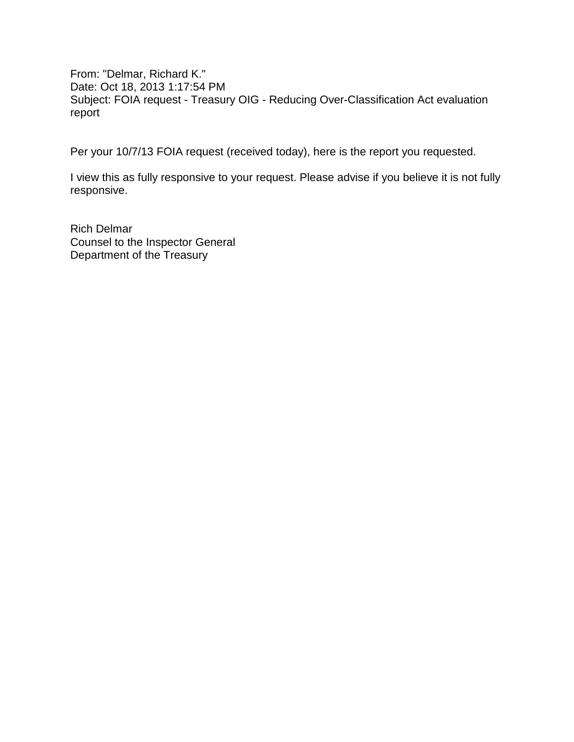From: "Delmar, Richard K."
Date: Oct 18, 2013 1:17:54 PM
Subject: FOIA request - Treasury OIG - Reducing Over-Classification Act evaluation report

Per your 10/7/13 FOIA request (received today), here is the report you requested.

I view this as fully responsive to your request. Please advise if you believe it is not fully responsive.

Rich Delmar
Counsel to the Inspector General
Department of the Treasury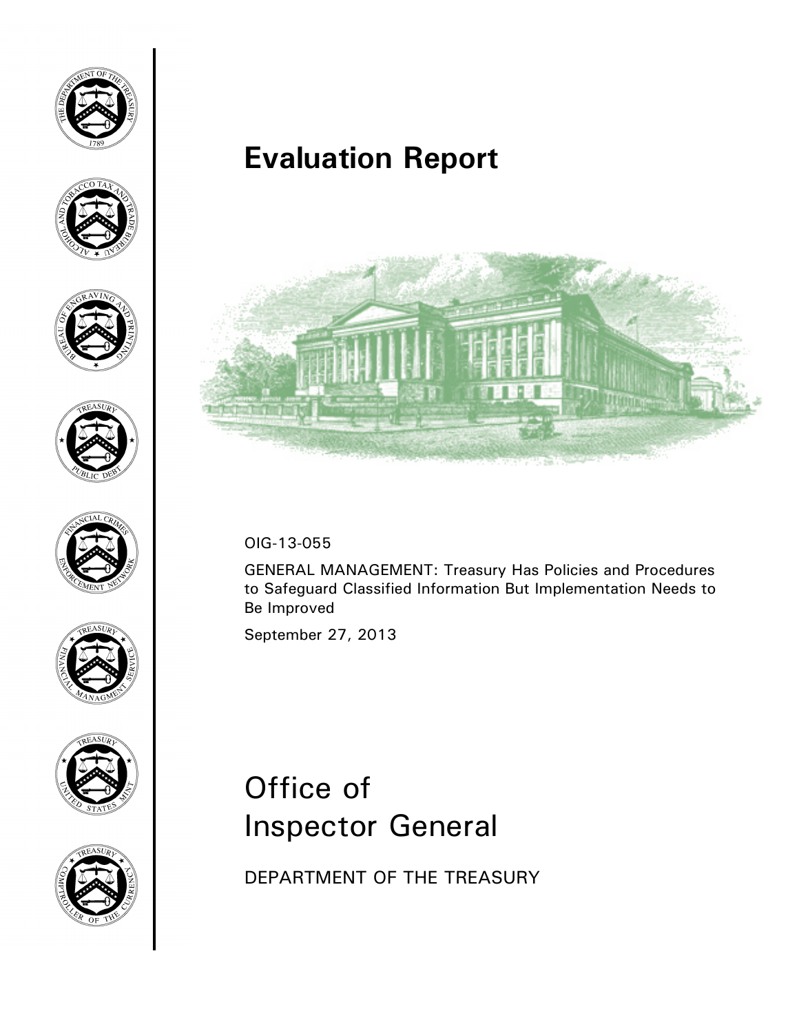# Evaluation Report

OIG-13-055

GENERAL MANAGEMENT: Treasury Has Policies and Procedures to Safeguard Classified Information But Implementation Needs to Be Improved

September 27, 2013

# Office of Inspector General

DEPARTMENT OF THE TREASURY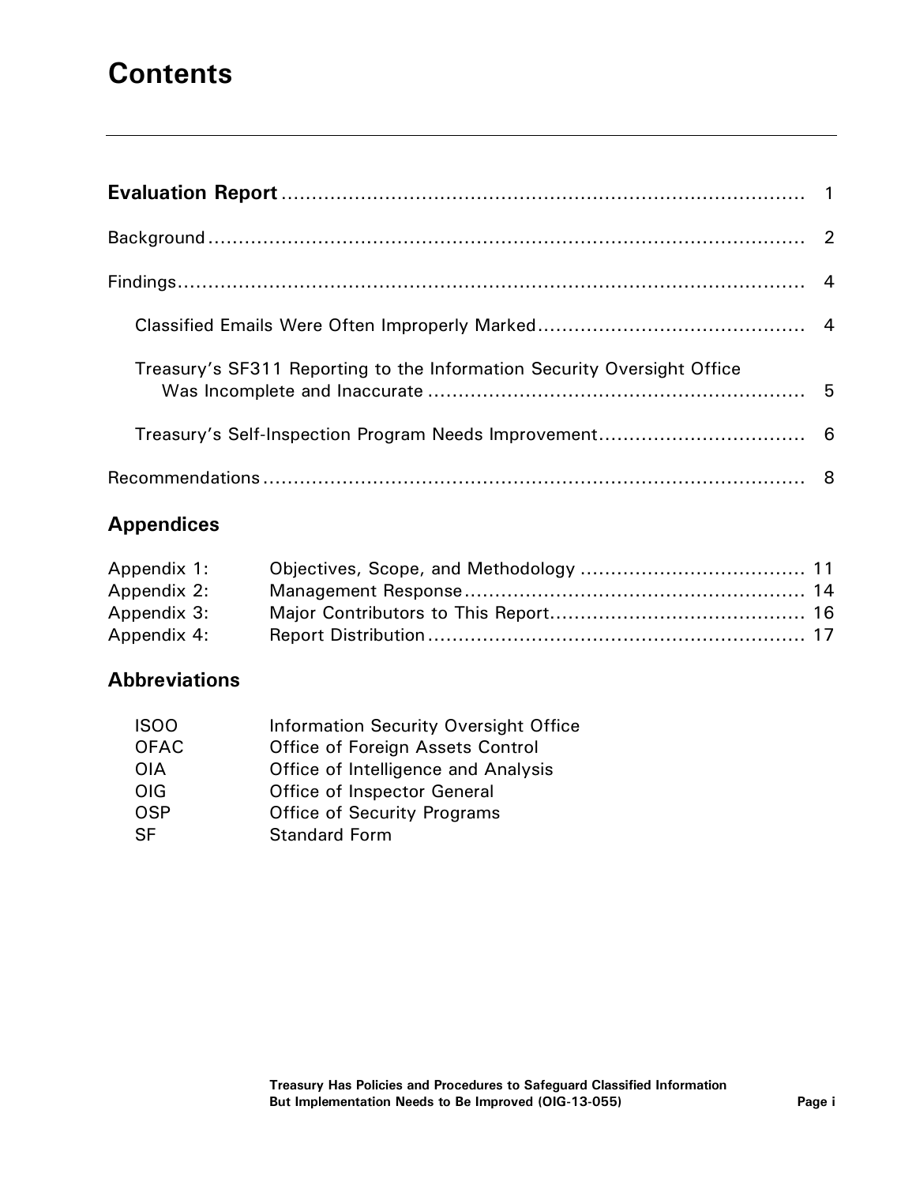# Contents

**Evaluation Report** ........................................................................ 1

Background ........................................................................ 2

Findings ........................................................................ 4

Classified Emails Were Often Improperly Marked ........................................ 4

Treasury's SF311 Reporting to the Information Security Oversight Office Was Incomplete and Inaccurate ........................................ 5

Treasury's Self-Inspection Program Needs Improvement ........................................ 6

Recommendations ........................................................................ 8

## Appendices

Appendix 1: Objectives, Scope, and Methodology ........................................ 11
Appendix 2: Management Response ........................................ 14
Appendix 3: Major Contributors to This Report ........................................ 16
Appendix 4: Report Distribution ........................................ 17

## Abbreviations

| | |
|---|---|
| ISOO | Information Security Oversight Office |
| OFAC | Office of Foreign Assets Control |
| OIA | Office of Intelligence and Analysis |
| OIG | Office of Inspector General |
| OSP | Office of Security Programs |
| SF | Standard Form |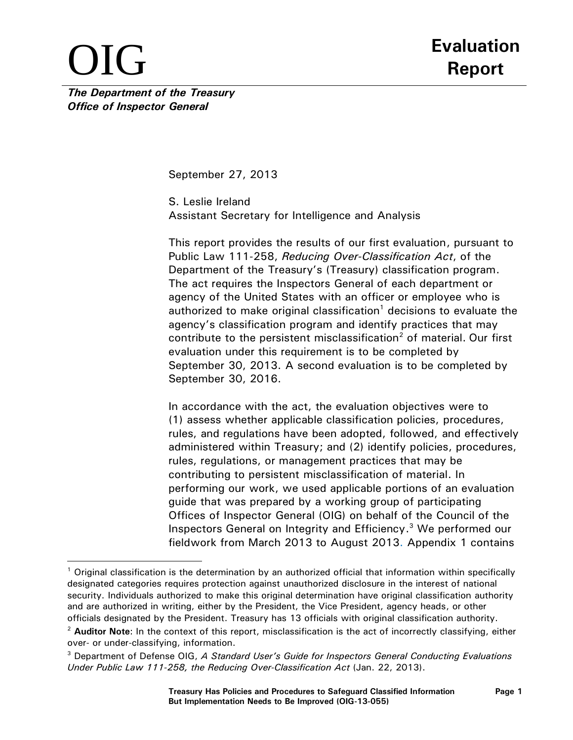# OIG

## Evaluation Report

***The Department of the Treasury***
***Office of Inspector General***

September 27, 2013

S. Leslie Ireland
Assistant Secretary for Intelligence and Analysis

This report provides the results of our first evaluation, pursuant to Public Law 111-258, *Reducing Over-Classification Act*, of the Department of the Treasury's (Treasury) classification program. The act requires the Inspectors General of each department or agency of the United States with an officer or employee who is authorized to make original classification[1] decisions to evaluate the agency's classification program and identify practices that may contribute to the persistent misclassification[2] of material. Our first evaluation under this requirement is to be completed by September 30, 2013. A second evaluation is to be completed by September 30, 2016.

In accordance with the act, the evaluation objectives were to (1) assess whether applicable classification policies, procedures, rules, and regulations have been adopted, followed, and effectively administered within Treasury; and (2) identify policies, procedures, rules, regulations, or management practices that may be contributing to persistent misclassification of material. In performing our work, we used applicable portions of an evaluation guide that was prepared by a working group of participating Offices of Inspector General (OIG) on behalf of the Council of the Inspectors General on Integrity and Efficiency.[3] We performed our fieldwork from March 2013 to August 2013. Appendix 1 contains

---

[1] Original classification is the determination by an authorized official that information within specifically designated categories requires protection against unauthorized disclosure in the interest of national security. Individuals authorized to make this original determination have original classification authority and are authorized in writing, either by the President, the Vice President, agency heads, or other officials designated by the President. Treasury has 13 officials with original classification authority.

[2] **Auditor Note**: In the context of this report, misclassification is the act of incorrectly classifying, either over- or under-classifying, information.

[3] Department of Defense OIG, *A Standard User's Guide for Inspectors General Conducting Evaluations Under Public Law 111-258, the Reducing Over-Classification Act* (Jan. 22, 2013).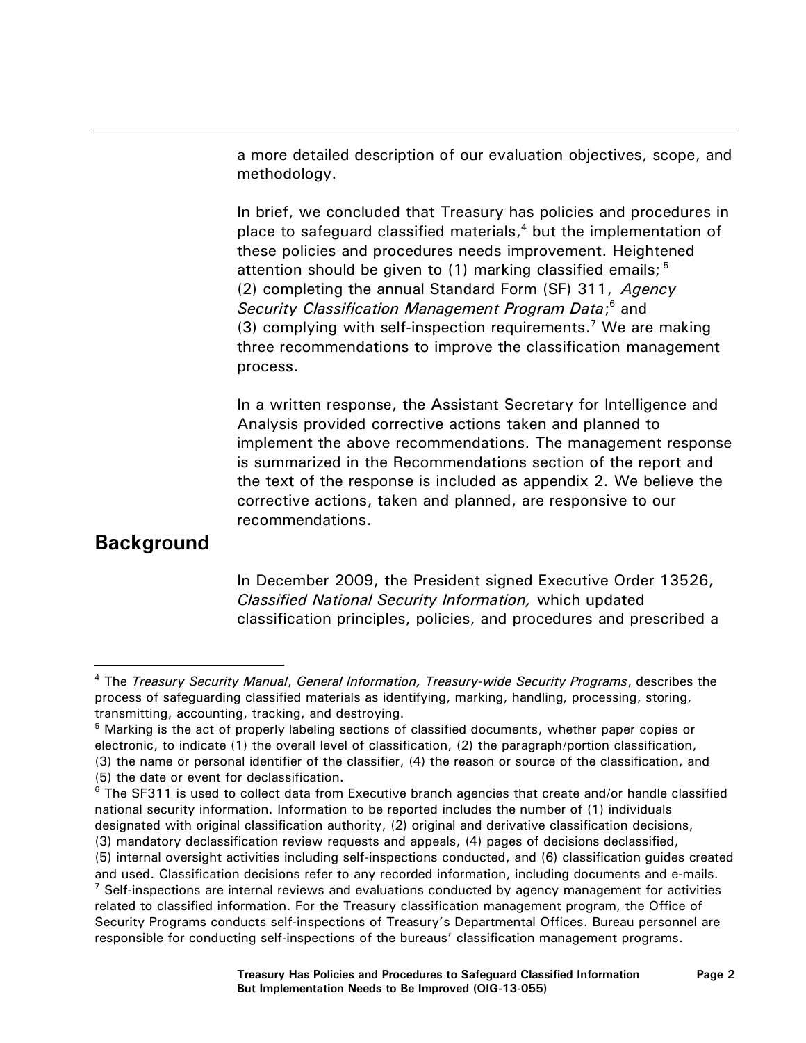a more detailed description of our evaluation objectives, scope, and methodology.

In brief, we concluded that Treasury has policies and procedures in place to safeguard classified materials,[4] but the implementation of these policies and procedures needs improvement. Heightened attention should be given to (1) marking classified emails; [5] (2) completing the annual Standard Form (SF) 311, *Agency Security Classification Management Program Data*;[6] and (3) complying with self-inspection requirements.[7] We are making three recommendations to improve the classification management process.

In a written response, the Assistant Secretary for Intelligence and Analysis provided corrective actions taken and planned to implement the above recommendations. The management response is summarized in the Recommendations section of the report and the text of the response is included as appendix 2. We believe the corrective actions, taken and planned, are responsive to our recommendations.

## Background

In December 2009, the President signed Executive Order 13526, *Classified National Security Information,* which updated classification principles, policies, and procedures and prescribed a

---

[4] The *Treasury Security Manual*, *General Information, Treasury-wide Security Programs*, describes the process of safeguarding classified materials as identifying, marking, handling, processing, storing, transmitting, accounting, tracking, and destroying.

[5] Marking is the act of properly labeling sections of classified documents, whether paper copies or electronic, to indicate (1) the overall level of classification, (2) the paragraph/portion classification, (3) the name or personal identifier of the classifier, (4) the reason or source of the classification, and (5) the date or event for declassification.

[6] The SF311 is used to collect data from Executive branch agencies that create and/or handle classified national security information. Information to be reported includes the number of (1) individuals designated with original classification authority, (2) original and derivative classification decisions, (3) mandatory declassification review requests and appeals, (4) pages of decisions declassified, (5) internal oversight activities including self-inspections conducted, and (6) classification guides created and used. Classification decisions refer to any recorded information, including documents and e-mails.

[7] Self-inspections are internal reviews and evaluations conducted by agency management for activities related to classified information. For the Treasury classification management program, the Office of Security Programs conducts self-inspections of Treasury's Departmental Offices. Bureau personnel are responsible for conducting self-inspections of the bureaus' classification management programs.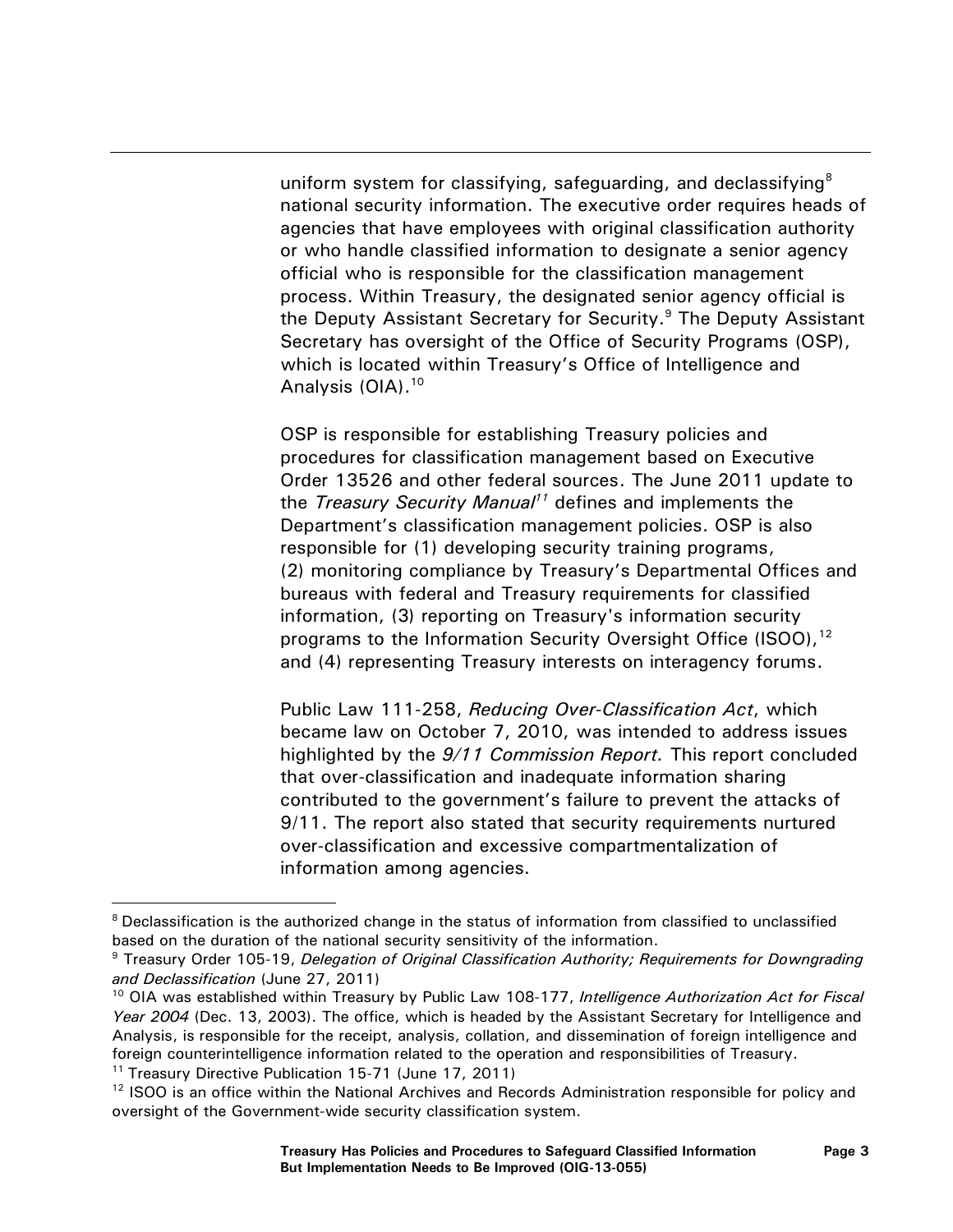uniform system for classifying, safeguarding, and declassifying[8] national security information. The executive order requires heads of agencies that have employees with original classification authority or who handle classified information to designate a senior agency official who is responsible for the classification management process. Within Treasury, the designated senior agency official is the Deputy Assistant Secretary for Security.[9] The Deputy Assistant Secretary has oversight of the Office of Security Programs (OSP), which is located within Treasury's Office of Intelligence and Analysis (OIA).[10]

OSP is responsible for establishing Treasury policies and procedures for classification management based on Executive Order 13526 and other federal sources. The June 2011 update to the *Treasury Security Manual*[11] defines and implements the Department's classification management policies. OSP is also responsible for (1) developing security training programs, (2) monitoring compliance by Treasury's Departmental Offices and bureaus with federal and Treasury requirements for classified information, (3) reporting on Treasury's information security programs to the Information Security Oversight Office (ISOO),[12] and (4) representing Treasury interests on interagency forums.

Public Law 111-258, *Reducing Over-Classification Act*, which became law on October 7, 2010, was intended to address issues highlighted by the *9/11 Commission Report.* This report concluded that over-classification and inadequate information sharing contributed to the government's failure to prevent the attacks of 9/11. The report also stated that security requirements nurtured over-classification and excessive compartmentalization of information among agencies.

---

[8] Declassification is the authorized change in the status of information from classified to unclassified based on the duration of the national security sensitivity of the information.

[9] Treasury Order 105-19, *Delegation of Original Classification Authority; Requirements for Downgrading and Declassification* (June 27, 2011)

[10] OIA was established within Treasury by Public Law 108-177, *Intelligence Authorization Act for Fiscal Year 2004* (Dec. 13, 2003). The office, which is headed by the Assistant Secretary for Intelligence and Analysis, is responsible for the receipt, analysis, collation, and dissemination of foreign intelligence and foreign counterintelligence information related to the operation and responsibilities of Treasury.

[11] Treasury Directive Publication 15-71 (June 17, 2011)

[12] ISOO is an office within the National Archives and Records Administration responsible for policy and oversight of the Government-wide security classification system.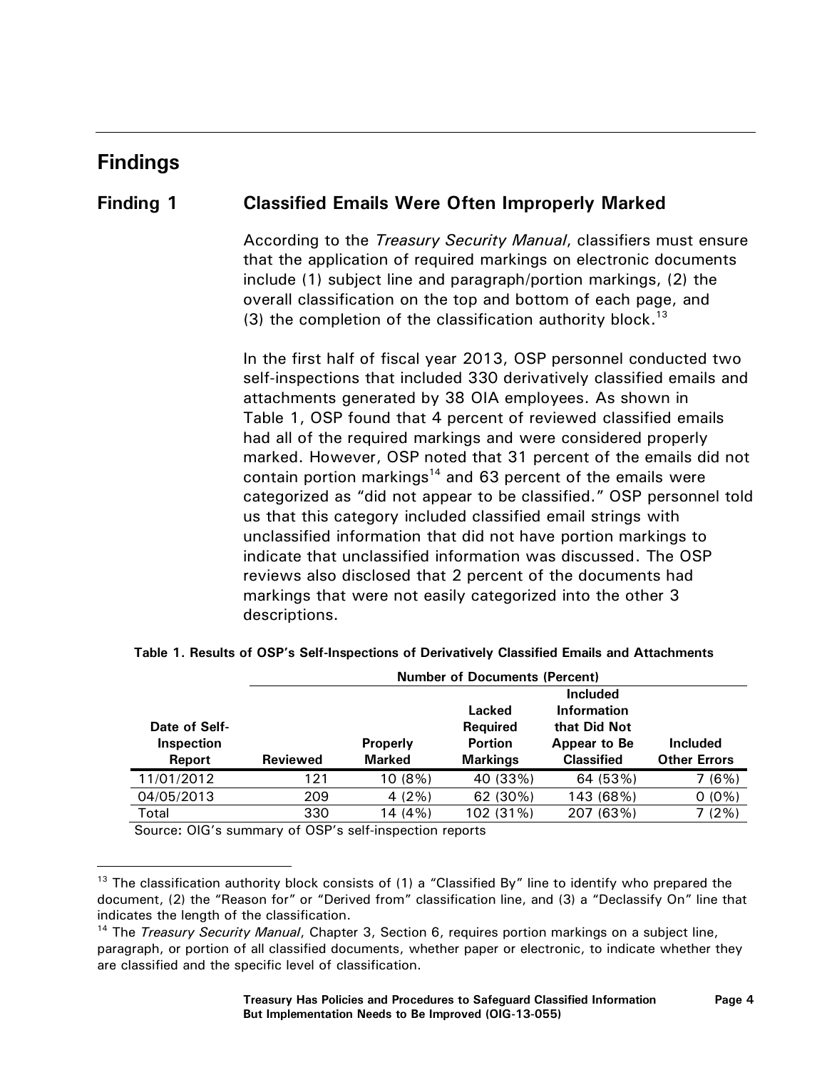## Findings

### Finding 1 Classified Emails Were Often Improperly Marked

According to the *Treasury Security Manual*, classifiers must ensure that the application of required markings on electronic documents include (1) subject line and paragraph/portion markings, (2) the overall classification on the top and bottom of each page, and (3) the completion of the classification authority block.[13]

In the first half of fiscal year 2013, OSP personnel conducted two self-inspections that included 330 derivatively classified emails and attachments generated by 38 OIA employees. As shown in Table 1, OSP found that 4 percent of reviewed classified emails had all of the required markings and were considered properly marked. However, OSP noted that 31 percent of the emails did not contain portion markings[14] and 63 percent of the emails were categorized as "did not appear to be classified." OSP personnel told us that this category included classified email strings with unclassified information that did not have portion markings to indicate that unclassified information was discussed. The OSP reviews also disclosed that 2 percent of the documents had markings that were not easily categorized into the other 3 descriptions.

**Table 1. Results of OSP's Self-Inspections of Derivatively Classified Emails and Attachments**

| | Number of Documents (Percent) | | | | |
|---|---|---|---|---|---|
| Date of Self-Inspection Report | Reviewed | Properly Marked | Lacked Required Portion Markings | Included Information that Did Not Appear to Be Classified | Included Other Errors |
| 11/01/2012 | 121 | 10 (8%) | 40 (33%) | 64 (53%) | 7 (6%) |
| 04/05/2013 | 209 | 4 (2%) | 62 (30%) | 143 (68%) | 0 (0%) |
| Total | 330 | 14 (4%) | 102 (31%) | 207 (63%) | 7 (2%) |

Source: OIG's summary of OSP's self-inspection reports

[13] The classification authority block consists of (1) a "Classified By" line to identify who prepared the document, (2) the "Reason for" or "Derived from" classification line, and (3) a "Declassify On" line that indicates the length of the classification.

[14] The *Treasury Security Manual*, Chapter 3, Section 6, requires portion markings on a subject line, paragraph, or portion of all classified documents, whether paper or electronic, to indicate whether they are classified and the specific level of classification.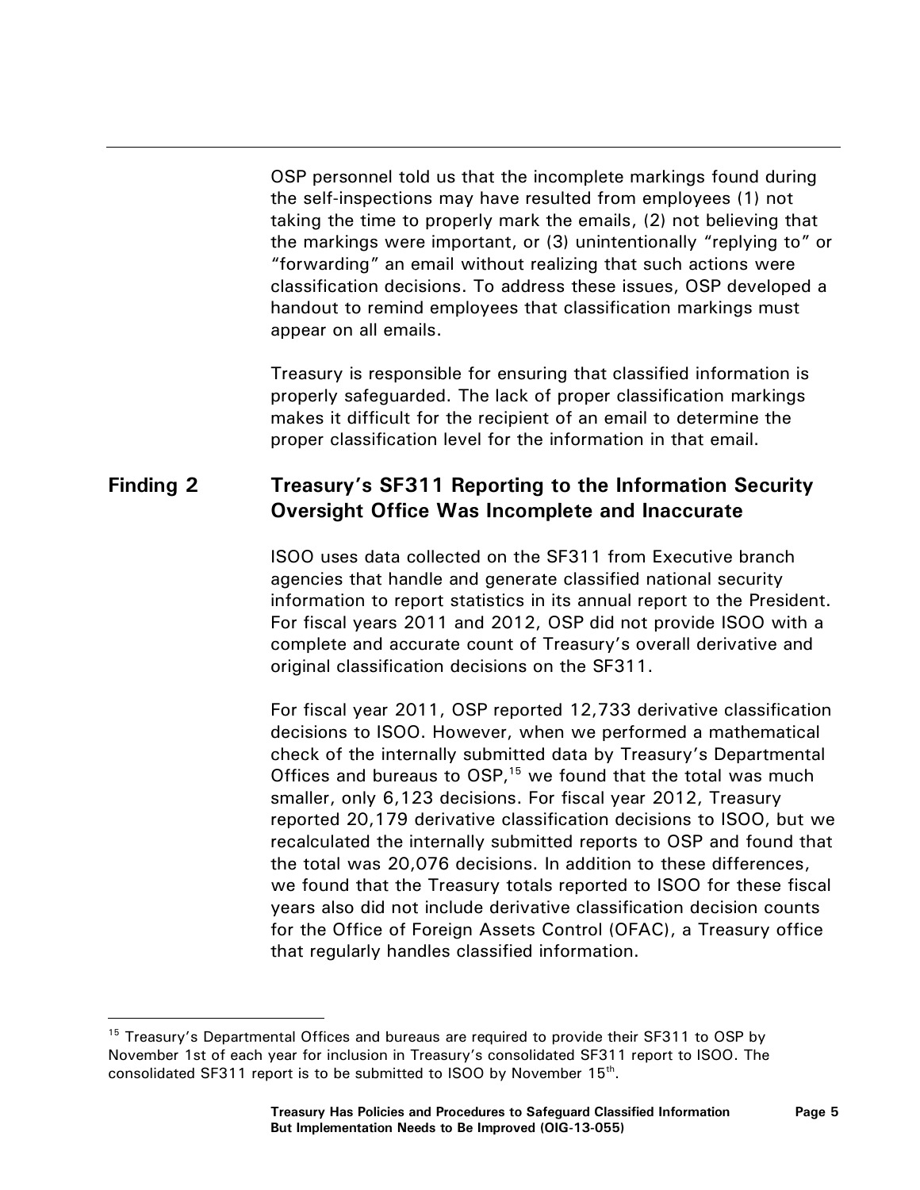OSP personnel told us that the incomplete markings found during the self-inspections may have resulted from employees (1) not taking the time to properly mark the emails, (2) not believing that the markings were important, or (3) unintentionally "replying to" or "forwarding" an email without realizing that such actions were classification decisions. To address these issues, OSP developed a handout to remind employees that classification markings must appear on all emails.

Treasury is responsible for ensuring that classified information is properly safeguarded. The lack of proper classification markings makes it difficult for the recipient of an email to determine the proper classification level for the information in that email.

## Finding 2 Treasury's SF311 Reporting to the Information Security Oversight Office Was Incomplete and Inaccurate

ISOO uses data collected on the SF311 from Executive branch agencies that handle and generate classified national security information to report statistics in its annual report to the President. For fiscal years 2011 and 2012, OSP did not provide ISOO with a complete and accurate count of Treasury's overall derivative and original classification decisions on the SF311.

For fiscal year 2011, OSP reported 12,733 derivative classification decisions to ISOO. However, when we performed a mathematical check of the internally submitted data by Treasury's Departmental Offices and bureaus to OSP,[15] we found that the total was much smaller, only 6,123 decisions. For fiscal year 2012, Treasury reported 20,179 derivative classification decisions to ISOO, but we recalculated the internally submitted reports to OSP and found that the total was 20,076 decisions. In addition to these differences, we found that the Treasury totals reported to ISOO for these fiscal years also did not include derivative classification decision counts for the Office of Foreign Assets Control (OFAC), a Treasury office that regularly handles classified information.

[15] Treasury's Departmental Offices and bureaus are required to provide their SF311 to OSP by November 1st of each year for inclusion in Treasury's consolidated SF311 report to ISOO. The consolidated SF311 report is to be submitted to ISOO by November 15th.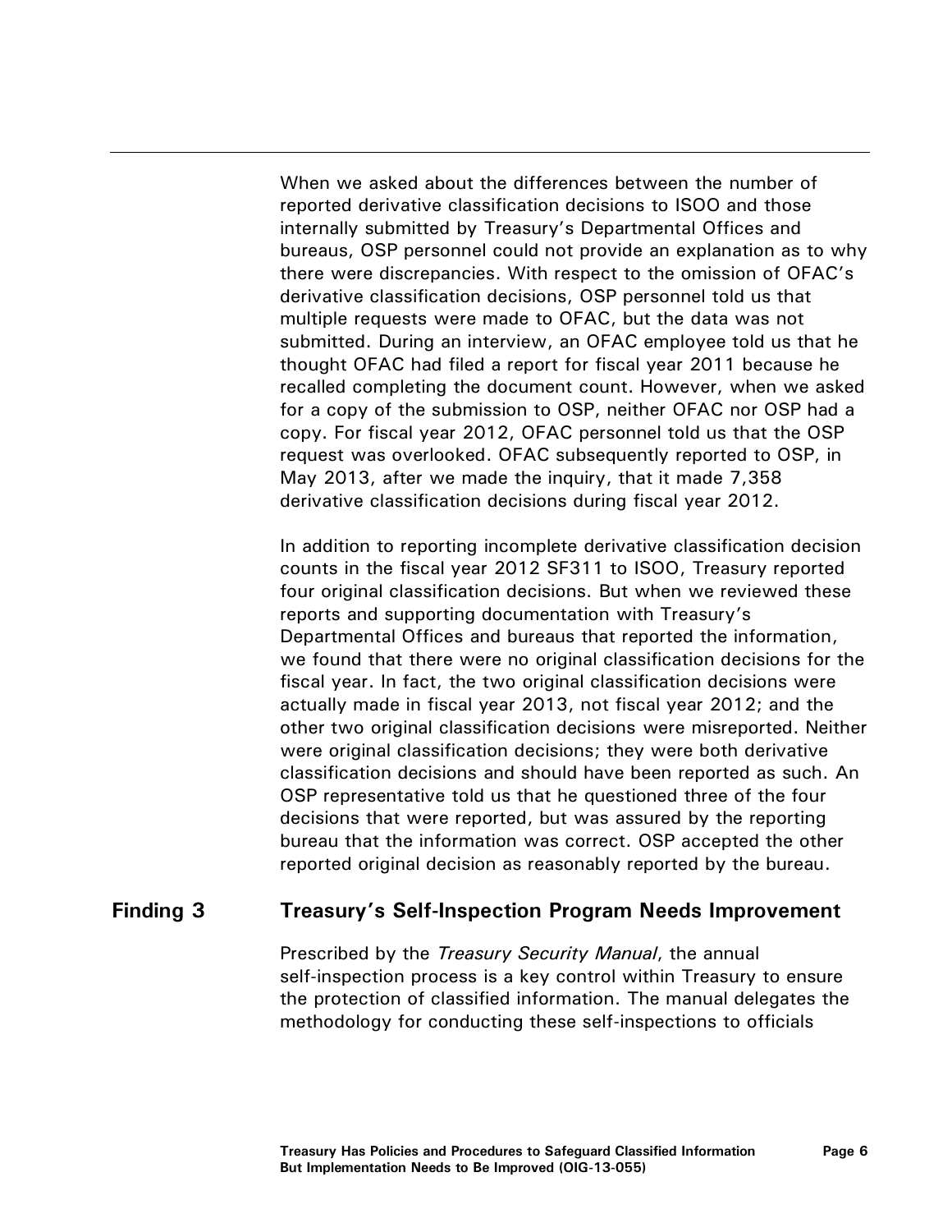When we asked about the differences between the number of reported derivative classification decisions to ISOO and those internally submitted by Treasury's Departmental Offices and bureaus, OSP personnel could not provide an explanation as to why there were discrepancies. With respect to the omission of OFAC's derivative classification decisions, OSP personnel told us that multiple requests were made to OFAC, but the data was not submitted. During an interview, an OFAC employee told us that he thought OFAC had filed a report for fiscal year 2011 because he recalled completing the document count. However, when we asked for a copy of the submission to OSP, neither OFAC nor OSP had a copy. For fiscal year 2012, OFAC personnel told us that the OSP request was overlooked. OFAC subsequently reported to OSP, in May 2013, after we made the inquiry, that it made 7,358 derivative classification decisions during fiscal year 2012.

In addition to reporting incomplete derivative classification decision counts in the fiscal year 2012 SF311 to ISOO, Treasury reported four original classification decisions. But when we reviewed these reports and supporting documentation with Treasury's Departmental Offices and bureaus that reported the information, we found that there were no original classification decisions for the fiscal year. In fact, the two original classification decisions were actually made in fiscal year 2013, not fiscal year 2012; and the other two original classification decisions were misreported. Neither were original classification decisions; they were both derivative classification decisions and should have been reported as such. An OSP representative told us that he questioned three of the four decisions that were reported, but was assured by the reporting bureau that the information was correct. OSP accepted the other reported original decision as reasonably reported by the bureau.

## Finding 3 Treasury's Self-Inspection Program Needs Improvement

Prescribed by the *Treasury Security Manual*, the annual self-inspection process is a key control within Treasury to ensure the protection of classified information. The manual delegates the methodology for conducting these self-inspections to officials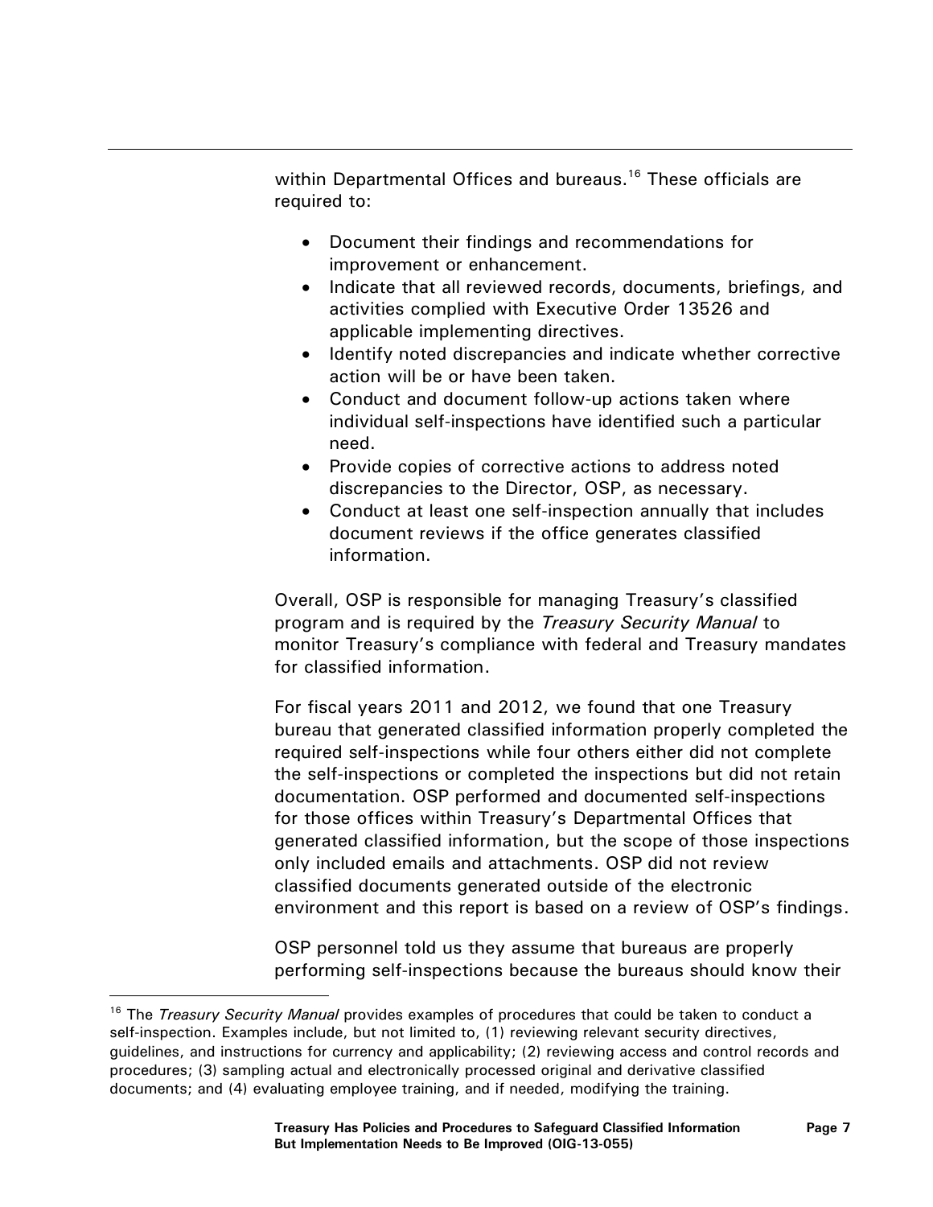within Departmental Offices and bureaus.[16] These officials are required to:

- Document their findings and recommendations for improvement or enhancement.
- Indicate that all reviewed records, documents, briefings, and activities complied with Executive Order 13526 and applicable implementing directives.
- Identify noted discrepancies and indicate whether corrective action will be or have been taken.
- Conduct and document follow-up actions taken where individual self-inspections have identified such a particular need.
- Provide copies of corrective actions to address noted discrepancies to the Director, OSP, as necessary.
- Conduct at least one self-inspection annually that includes document reviews if the office generates classified information.

Overall, OSP is responsible for managing Treasury's classified program and is required by the *Treasury Security Manual* to monitor Treasury's compliance with federal and Treasury mandates for classified information.

For fiscal years 2011 and 2012, we found that one Treasury bureau that generated classified information properly completed the required self-inspections while four others either did not complete the self-inspections or completed the inspections but did not retain documentation. OSP performed and documented self-inspections for those offices within Treasury's Departmental Offices that generated classified information, but the scope of those inspections only included emails and attachments. OSP did not review classified documents generated outside of the electronic environment and this report is based on a review of OSP's findings.

OSP personnel told us they assume that bureaus are properly performing self-inspections because the bureaus should know their

[16] The *Treasury Security Manual* provides examples of procedures that could be taken to conduct a self-inspection. Examples include, but not limited to, (1) reviewing relevant security directives, guidelines, and instructions for currency and applicability; (2) reviewing access and control records and procedures; (3) sampling actual and electronically processed original and derivative classified documents; and (4) evaluating employee training, and if needed, modifying the training.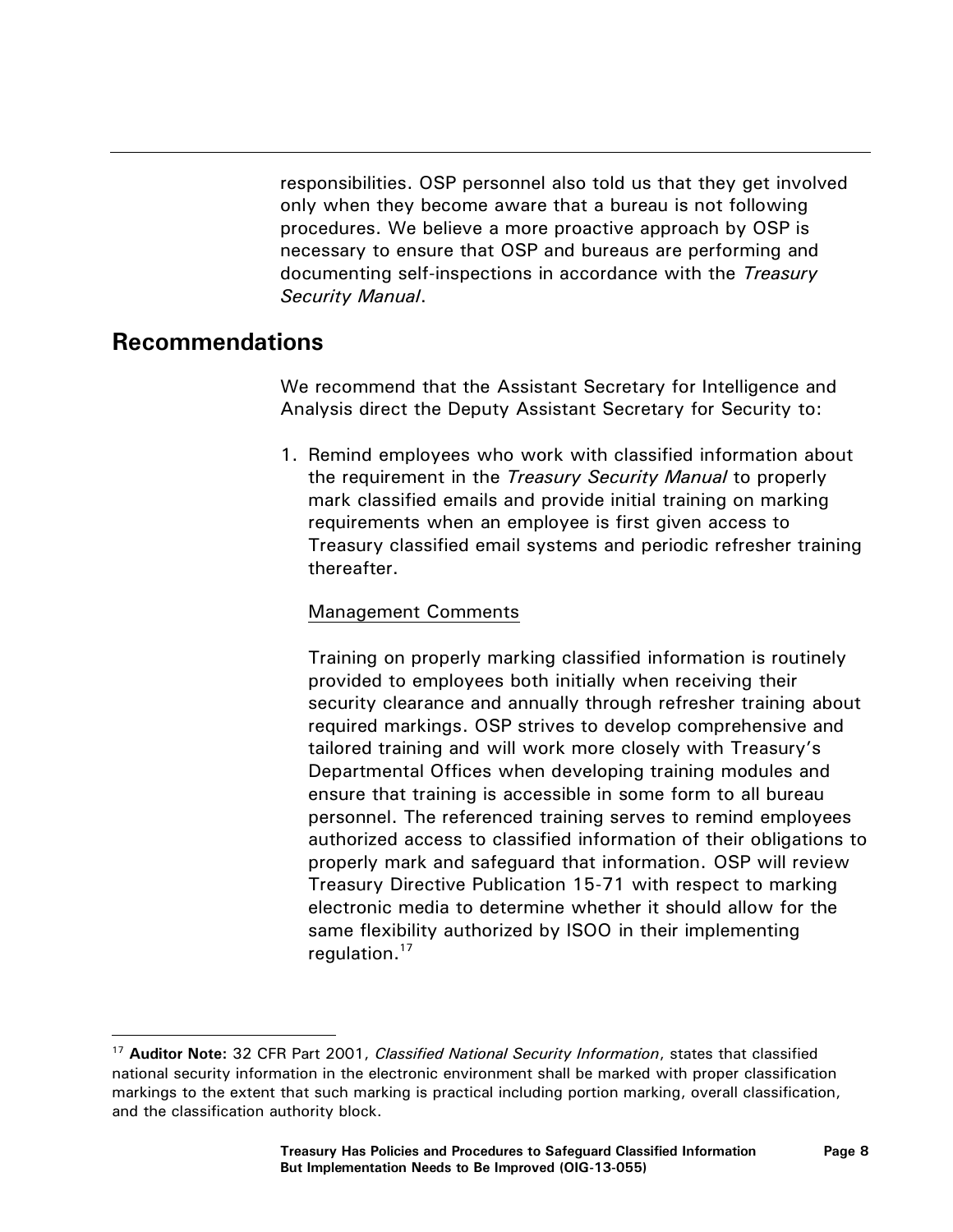responsibilities. OSP personnel also told us that they get involved only when they become aware that a bureau is not following procedures. We believe a more proactive approach by OSP is necessary to ensure that OSP and bureaus are performing and documenting self-inspections in accordance with the *Treasury Security Manual*.

## Recommendations

We recommend that the Assistant Secretary for Intelligence and Analysis direct the Deputy Assistant Secretary for Security to:

1. Remind employees who work with classified information about the requirement in the *Treasury Security Manual* to properly mark classified emails and provide initial training on marking requirements when an employee is first given access to Treasury classified email systems and periodic refresher training thereafter.

   Management Comments

   Training on properly marking classified information is routinely provided to employees both initially when receiving their security clearance and annually through refresher training about required markings. OSP strives to develop comprehensive and tailored training and will work more closely with Treasury's Departmental Offices when developing training modules and ensure that training is accessible in some form to all bureau personnel. The referenced training serves to remind employees authorized access to classified information of their obligations to properly mark and safeguard that information. OSP will review Treasury Directive Publication 15-71 with respect to marking electronic media to determine whether it should allow for the same flexibility authorized by ISOO in their implementing regulation.[17]

[17] **Auditor Note:** 32 CFR Part 2001, *Classified National Security Information*, states that classified national security information in the electronic environment shall be marked with proper classification markings to the extent that such marking is practical including portion marking, overall classification, and the classification authority block.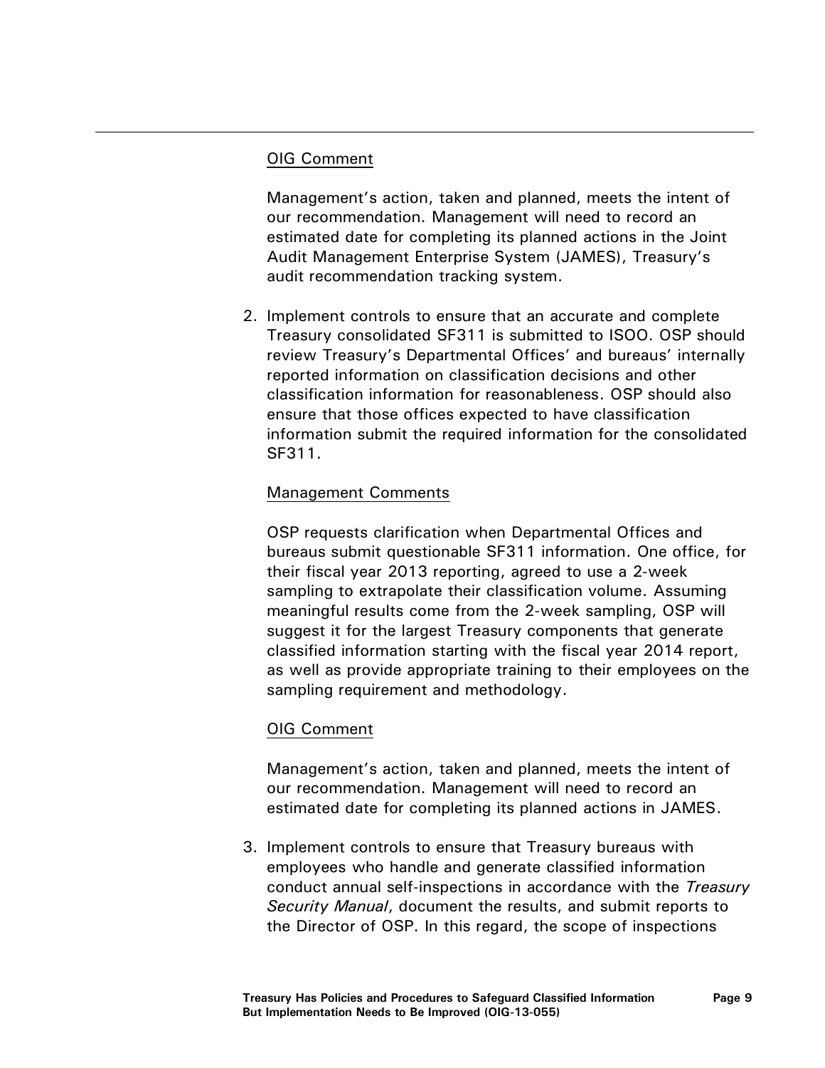<u>OIG Comment</u>

Management's action, taken and planned, meets the intent of our recommendation. Management will need to record an estimated date for completing its planned actions in the Joint Audit Management Enterprise System (JAMES), Treasury's audit recommendation tracking system.

2. Implement controls to ensure that an accurate and complete Treasury consolidated SF311 is submitted to ISOO. OSP should review Treasury's Departmental Offices' and bureaus' internally reported information on classification decisions and other classification information for reasonableness. OSP should also ensure that those offices expected to have classification information submit the required information for the consolidated SF311.

   <u>Management Comments</u>

   OSP requests clarification when Departmental Offices and bureaus submit questionable SF311 information. One office, for their fiscal year 2013 reporting, agreed to use a 2-week sampling to extrapolate their classification volume. Assuming meaningful results come from the 2-week sampling, OSP will suggest it for the largest Treasury components that generate classified information starting with the fiscal year 2014 report, as well as provide appropriate training to their employees on the sampling requirement and methodology.

   <u>OIG Comment</u>

   Management's action, taken and planned, meets the intent of our recommendation. Management will need to record an estimated date for completing its planned actions in JAMES.

3. Implement controls to ensure that Treasury bureaus with employees who handle and generate classified information conduct annual self-inspections in accordance with the *Treasury Security Manual*, document the results, and submit reports to the Director of OSP. In this regard, the scope of inspections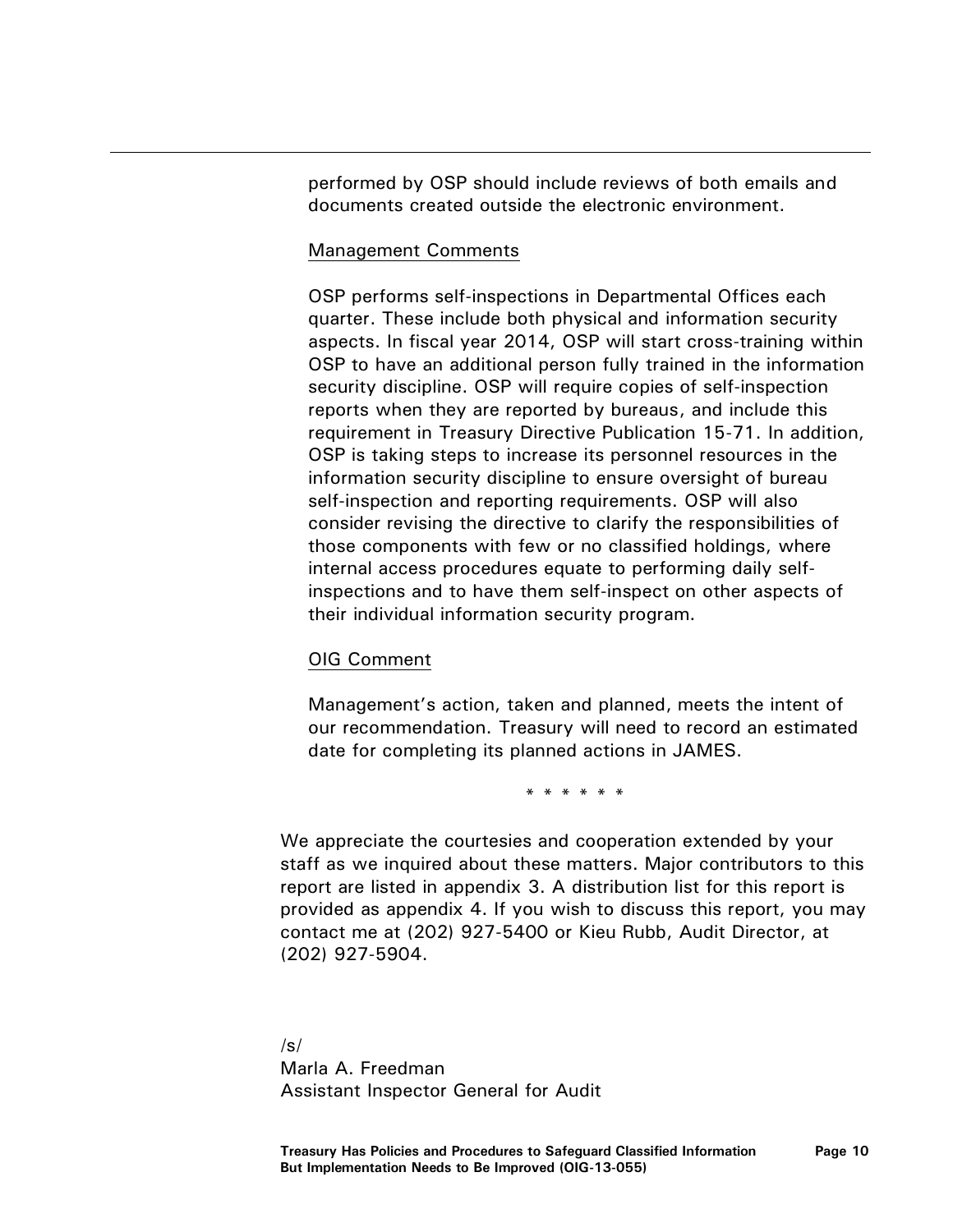performed by OSP should include reviews of both emails and documents created outside the electronic environment.

Management Comments

OSP performs self-inspections in Departmental Offices each quarter. These include both physical and information security aspects. In fiscal year 2014, OSP will start cross-training within OSP to have an additional person fully trained in the information security discipline. OSP will require copies of self-inspection reports when they are reported by bureaus, and include this requirement in Treasury Directive Publication 15-71. In addition, OSP is taking steps to increase its personnel resources in the information security discipline to ensure oversight of bureau self-inspection and reporting requirements. OSP will also consider revising the directive to clarify the responsibilities of those components with few or no classified holdings, where internal access procedures equate to performing daily self-inspections and to have them self-inspect on other aspects of their individual information security program.

OIG Comment

Management's action, taken and planned, meets the intent of our recommendation. Treasury will need to record an estimated date for completing its planned actions in JAMES.

\* \* \* \* \* \*

We appreciate the courtesies and cooperation extended by your staff as we inquired about these matters. Major contributors to this report are listed in appendix 3. A distribution list for this report is provided as appendix 4. If you wish to discuss this report, you may contact me at (202) 927-5400 or Kieu Rubb, Audit Director, at (202) 927-5904.

/s/
Marla A. Freedman
Assistant Inspector General for Audit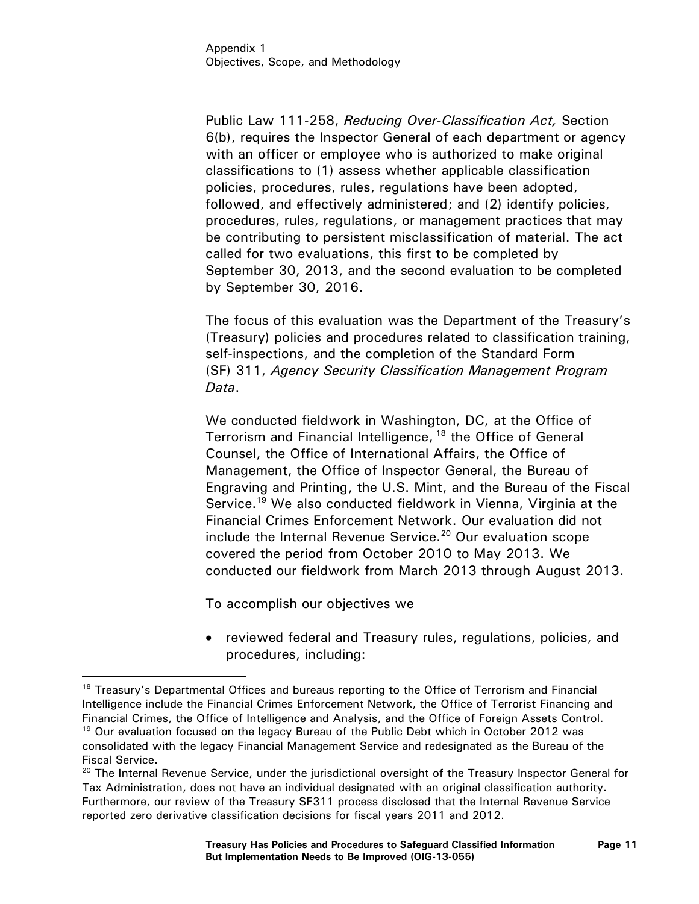Public Law 111-258, *Reducing Over-Classification Act,* Section 6(b), requires the Inspector General of each department or agency with an officer or employee who is authorized to make original classifications to (1) assess whether applicable classification policies, procedures, rules, regulations have been adopted, followed, and effectively administered; and (2) identify policies, procedures, rules, regulations, or management practices that may be contributing to persistent misclassification of material. The act called for two evaluations, this first to be completed by September 30, 2013, and the second evaluation to be completed by September 30, 2016.

The focus of this evaluation was the Department of the Treasury's (Treasury) policies and procedures related to classification training, self-inspections, and the completion of the Standard Form (SF) 311, *Agency Security Classification Management Program Data*.

We conducted fieldwork in Washington, DC, at the Office of Terrorism and Financial Intelligence, [18] the Office of General Counsel, the Office of International Affairs, the Office of Management, the Office of Inspector General, the Bureau of Engraving and Printing, the U.S. Mint, and the Bureau of the Fiscal Service.[19] We also conducted fieldwork in Vienna, Virginia at the Financial Crimes Enforcement Network. Our evaluation did not include the Internal Revenue Service.[20] Our evaluation scope covered the period from October 2010 to May 2013. We conducted our fieldwork from March 2013 through August 2013.

To accomplish our objectives we

- reviewed federal and Treasury rules, regulations, policies, and procedures, including:

---

[18] Treasury's Departmental Offices and bureaus reporting to the Office of Terrorism and Financial Intelligence include the Financial Crimes Enforcement Network, the Office of Terrorist Financing and Financial Crimes, the Office of Intelligence and Analysis, and the Office of Foreign Assets Control.

[19] Our evaluation focused on the legacy Bureau of the Public Debt which in October 2012 was consolidated with the legacy Financial Management Service and redesignated as the Bureau of the Fiscal Service.

[20] The Internal Revenue Service, under the jurisdictional oversight of the Treasury Inspector General for Tax Administration, does not have an individual designated with an original classification authority. Furthermore, our review of the Treasury SF311 process disclosed that the Internal Revenue Service reported zero derivative classification decisions for fiscal years 2011 and 2012.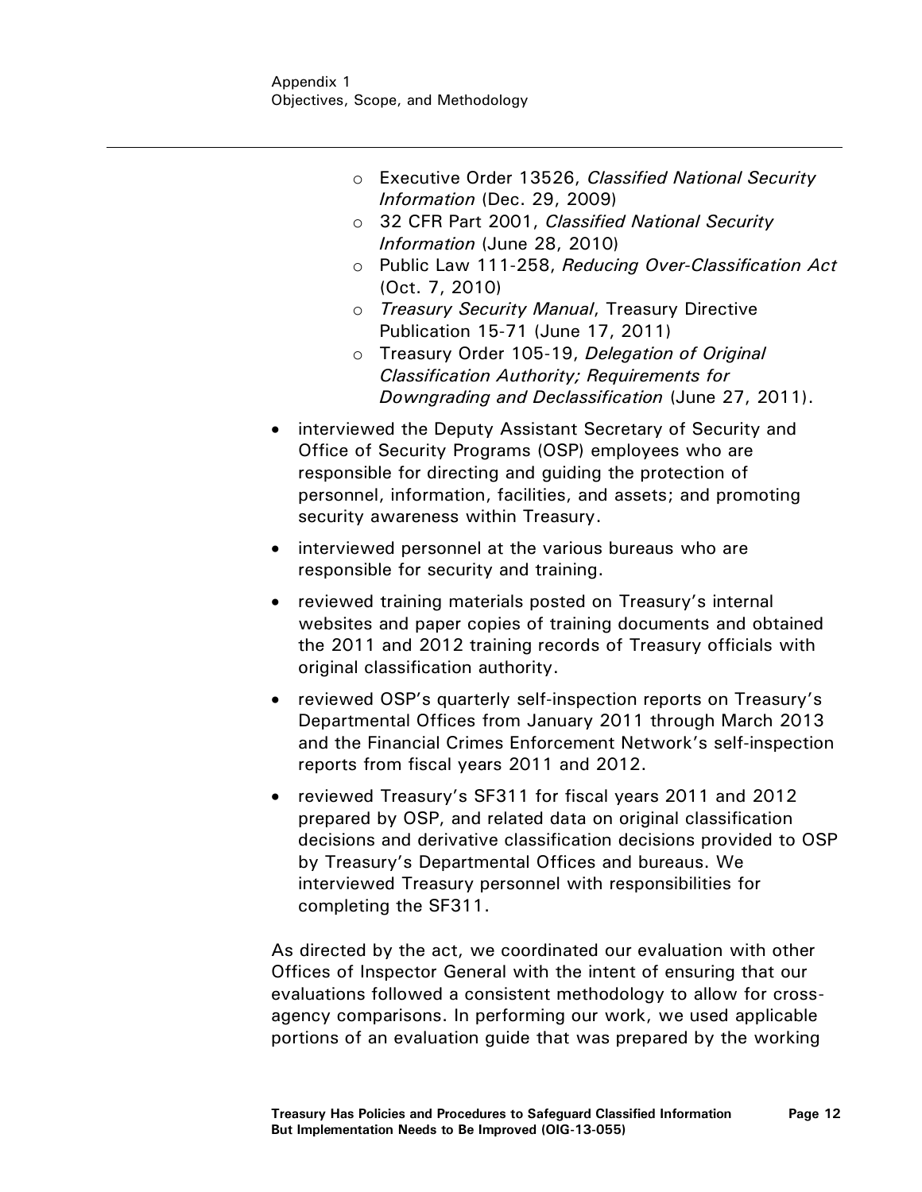- Executive Order 13526, *Classified National Security Information* (Dec. 29, 2009)
    - 32 CFR Part 2001, *Classified National Security Information* (June 28, 2010)
    - Public Law 111-258, *Reducing Over-Classification Act* (Oct. 7, 2010)
    - *Treasury Security Manual*, Treasury Directive Publication 15-71 (June 17, 2011)
    - Treasury Order 105-19, *Delegation of Original Classification Authority; Requirements for Downgrading and Declassification* (June 27, 2011).

- interviewed the Deputy Assistant Secretary of Security and Office of Security Programs (OSP) employees who are responsible for directing and guiding the protection of personnel, information, facilities, and assets; and promoting security awareness within Treasury.
- interviewed personnel at the various bureaus who are responsible for security and training.
- reviewed training materials posted on Treasury's internal websites and paper copies of training documents and obtained the 2011 and 2012 training records of Treasury officials with original classification authority.
- reviewed OSP's quarterly self-inspection reports on Treasury's Departmental Offices from January 2011 through March 2013 and the Financial Crimes Enforcement Network's self-inspection reports from fiscal years 2011 and 2012.
- reviewed Treasury's SF311 for fiscal years 2011 and 2012 prepared by OSP, and related data on original classification decisions and derivative classification decisions provided to OSP by Treasury's Departmental Offices and bureaus. We interviewed Treasury personnel with responsibilities for completing the SF311.

As directed by the act, we coordinated our evaluation with other Offices of Inspector General with the intent of ensuring that our evaluations followed a consistent methodology to allow for cross-agency comparisons. In performing our work, we used applicable portions of an evaluation guide that was prepared by the working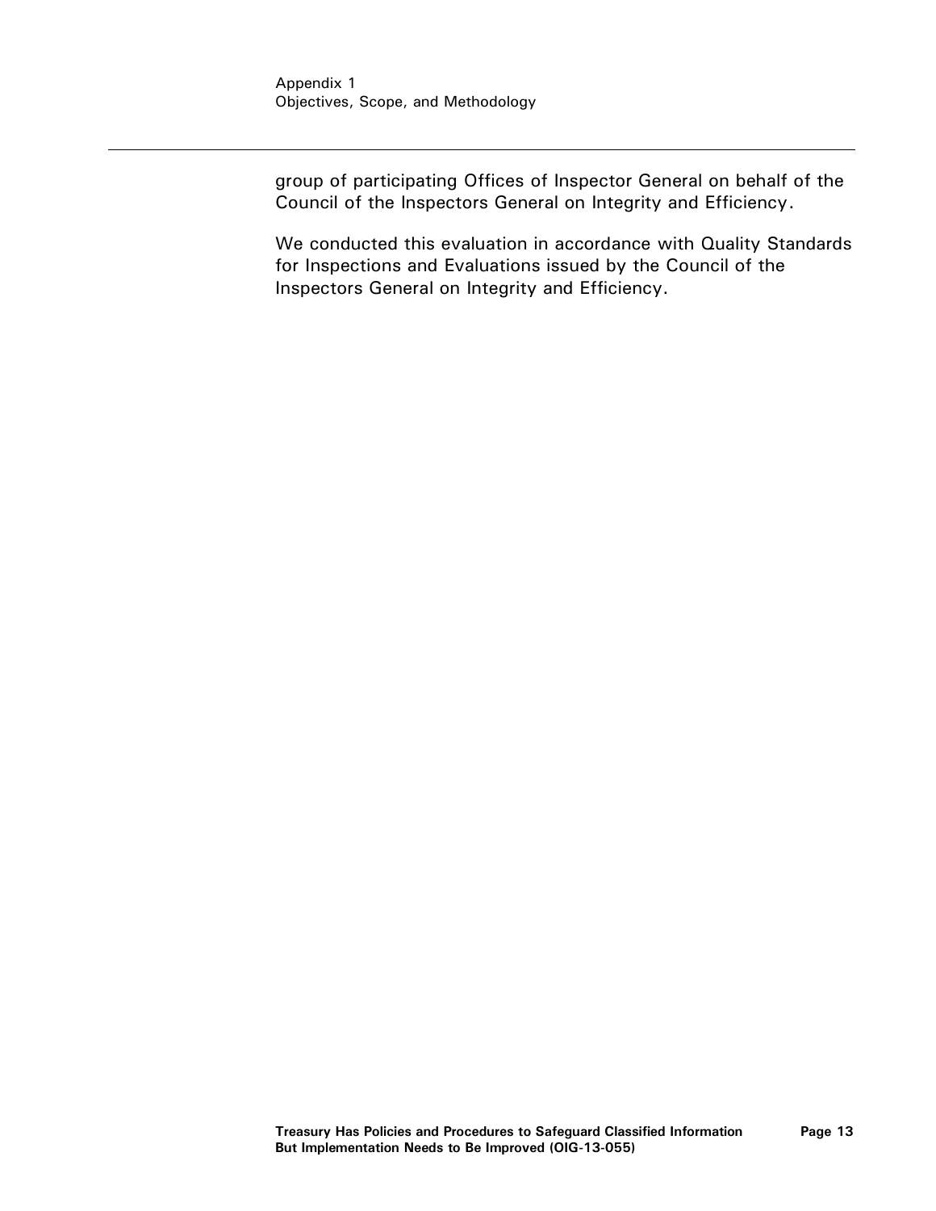group of participating Offices of Inspector General on behalf of the Council of the Inspectors General on Integrity and Efficiency.

We conducted this evaluation in accordance with Quality Standards for Inspections and Evaluations issued by the Council of the Inspectors General on Integrity and Efficiency.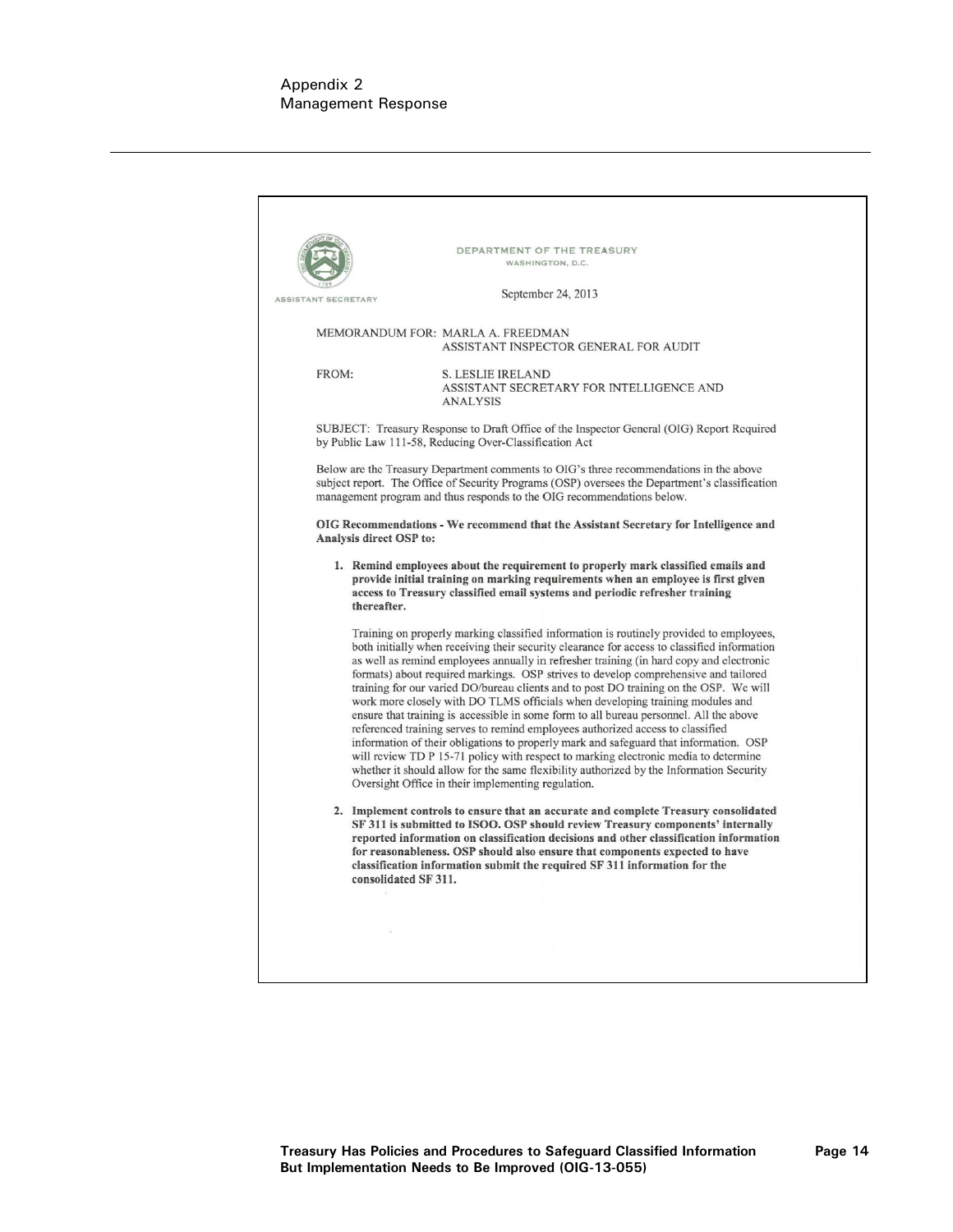Appendix 2
Management Response

DEPARTMENT OF THE TREASURY
WASHINGTON, D.C.

ASSISTANT SECRETARY

September 24, 2013

MEMORANDUM FOR: MARLA A. FREEDMAN
ASSISTANT INSPECTOR GENERAL FOR AUDIT

FROM: S. LESLIE IRELAND
ASSISTANT SECRETARY FOR INTELLIGENCE AND ANALYSIS

SUBJECT: Treasury Response to Draft Office of the Inspector General (OIG) Report Required by Public Law 111-58, Reducing Over-Classification Act

Below are the Treasury Department comments to OIG's three recommendations in the above subject report. The Office of Security Programs (OSP) oversees the Department's classification management program and thus responds to the OIG recommendations below.

**OIG Recommendations - We recommend that the Assistant Secretary for Intelligence and Analysis direct OSP to:**

1. **Remind employees about the requirement to properly mark classified emails and provide initial training on marking requirements when an employee is first given access to Treasury classified email systems and periodic refresher training thereafter.**

   Training on properly marking classified information is routinely provided to employees, both initially when receiving their security clearance for access to classified information as well as remind employees annually in refresher training (in hard copy and electronic formats) about required markings. OSP strives to develop comprehensive and tailored training for our varied DO/bureau clients and to post DO training on the OSP. We will work more closely with DO TLMS officials when developing training modules and ensure that training is accessible in some form to all bureau personnel. All the above referenced training serves to remind employees authorized access to classified information of their obligations to properly mark and safeguard that information. OSP will review TD P 15-71 policy with respect to marking electronic media to determine whether it should allow for the same flexibility authorized by the Information Security Oversight Office in their implementing regulation.

2. **Implement controls to ensure that an accurate and complete Treasury consolidated SF 311 is submitted to ISOO. OSP should review Treasury components' internally reported information on classification decisions and other classification information for reasonableness. OSP should also ensure that components expected to have classification information submit the required SF 311 information for the consolidated SF 311.**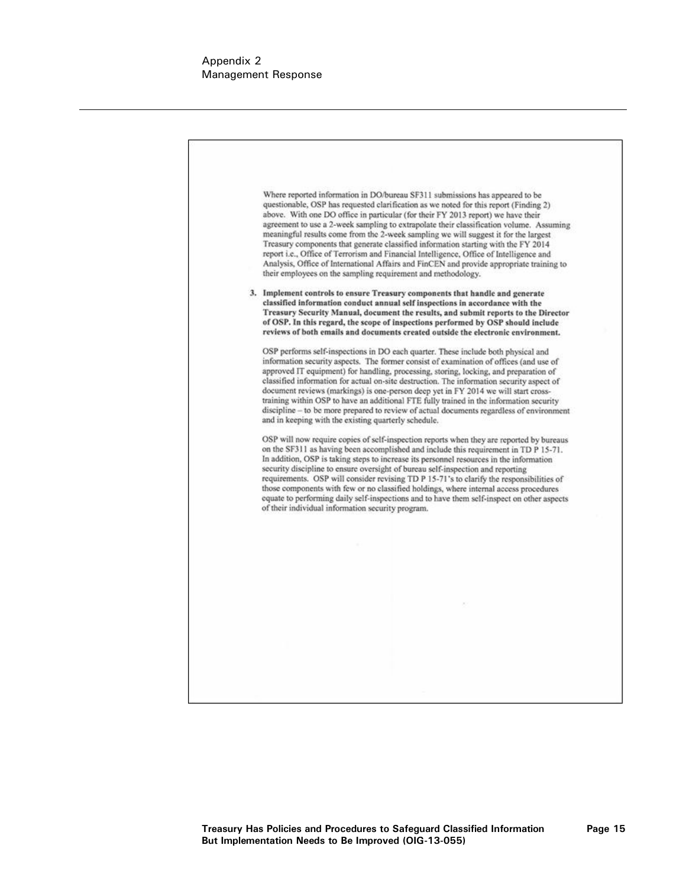Appendix 2
Management Response

Where reported information in DO/bureau SF311 submissions has appeared to be questionable, OSP has requested clarification as we noted for this report (Finding 2) above. With one DO office in particular (for their FY 2013 report) we have their agreement to use a 2-week sampling to extrapolate their classification volume. Assuming meaningful results come from the 2-week sampling we will suggest it for the largest Treasury components that generate classified information starting with the FY 2014 report i.e., Office of Terrorism and Financial Intelligence, Office of Intelligence and Analysis, Office of International Affairs and FinCEN and provide appropriate training to their employees on the sampling requirement and methodology.

3. **Implement controls to ensure Treasury components that handle and generate classified information conduct annual self inspections in accordance with the Treasury Security Manual, document the results, and submit reports to the Director of OSP. In this regard, the scope of inspections performed by OSP should include reviews of both emails and documents created outside the electronic environment.**

   OSP performs self-inspections in DO each quarter. These include both physical and information security aspects. The former consist of examination of offices (and use of approved IT equipment) for handling, processing, storing, locking, and preparation of classified information for actual on-site destruction. The information security aspect of document reviews (markings) is one-person deep yet in FY 2014 we will start cross-training within OSP to have an additional FTE fully trained in the information security discipline – to be more prepared to review of actual documents regardless of environment and in keeping with the existing quarterly schedule.

   OSP will now require copies of self-inspection reports when they are reported by bureaus on the SF311 as having been accomplished and include this requirement in TD P 15-71. In addition, OSP is taking steps to increase its personnel resources in the information security discipline to ensure oversight of bureau self-inspection and reporting requirements. OSP will consider revising TD P 15-71's to clarify the responsibilities of those components with few or no classified holdings, where internal access procedures equate to performing daily self-inspections and to have them self-inspect on other aspects of their individual information security program.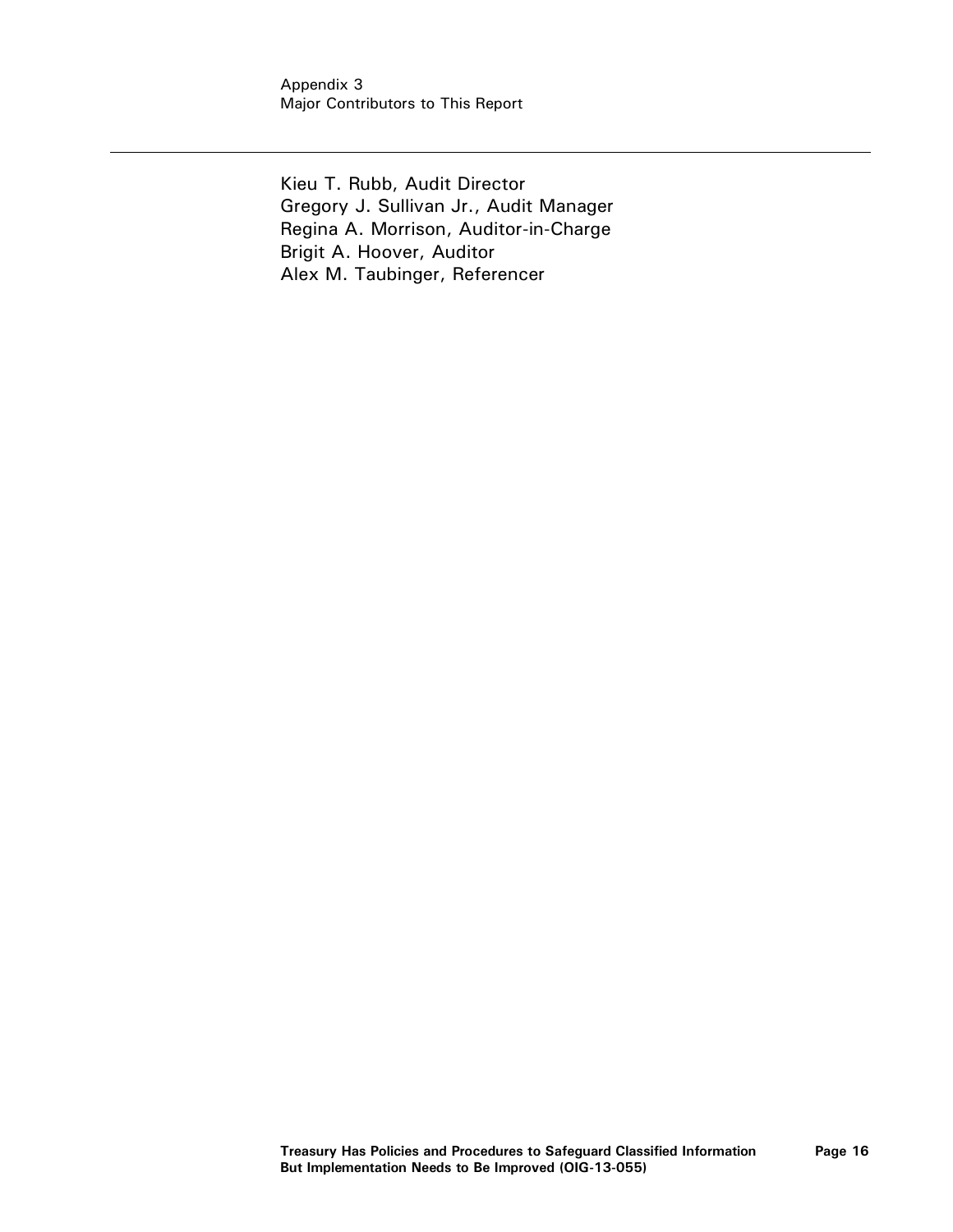## Appendix 3
## Major Contributors to This Report

Kieu T. Rubb, Audit Director
Gregory J. Sullivan Jr., Audit Manager
Regina A. Morrison, Auditor-in-Charge
Brigit A. Hoover, Auditor
Alex M. Taubinger, Referencer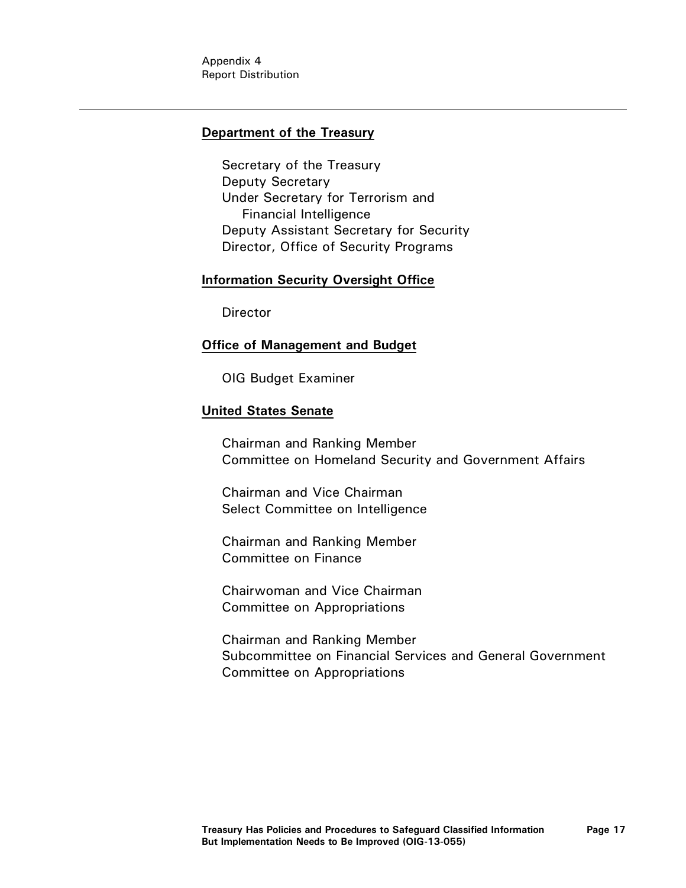Appendix 4
Report Distribution

**Department of the Treasury**

Secretary of the Treasury
Deputy Secretary
Under Secretary for Terrorism and
Financial Intelligence
Deputy Assistant Secretary for Security
Director, Office of Security Programs

**Information Security Oversight Office**

Director

**Office of Management and Budget**

OIG Budget Examiner

**United States Senate**

Chairman and Ranking Member
Committee on Homeland Security and Government Affairs

Chairman and Vice Chairman
Select Committee on Intelligence

Chairman and Ranking Member
Committee on Finance

Chairwoman and Vice Chairman
Committee on Appropriations

Chairman and Ranking Member
Subcommittee on Financial Services and General Government
Committee on Appropriations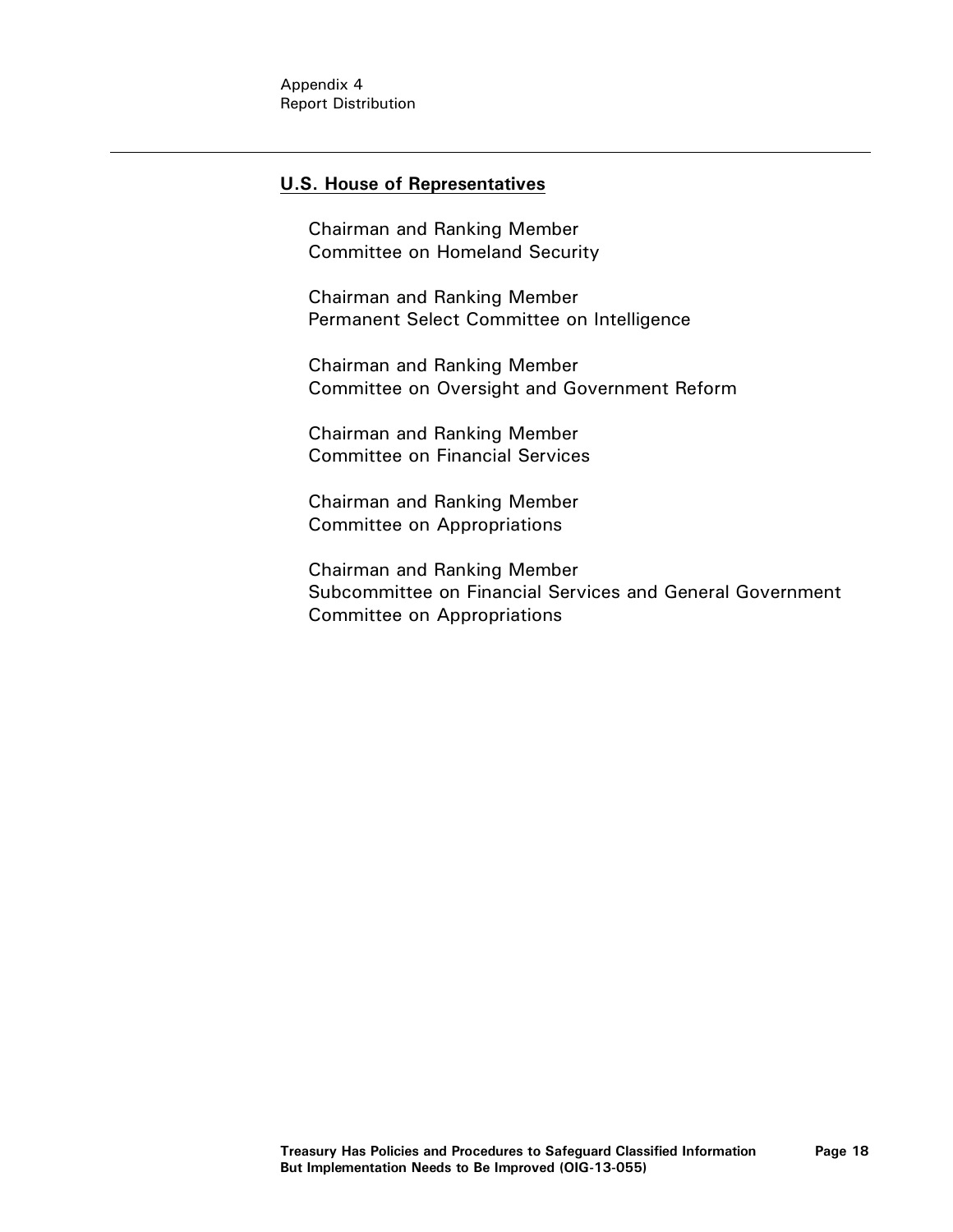Appendix 4
Report Distribution

**U.S. House of Representatives**

Chairman and Ranking Member
Committee on Homeland Security

Chairman and Ranking Member
Permanent Select Committee on Intelligence

Chairman and Ranking Member
Committee on Oversight and Government Reform

Chairman and Ranking Member
Committee on Financial Services

Chairman and Ranking Member
Committee on Appropriations

Chairman and Ranking Member
Subcommittee on Financial Services and General Government
Committee on Appropriations